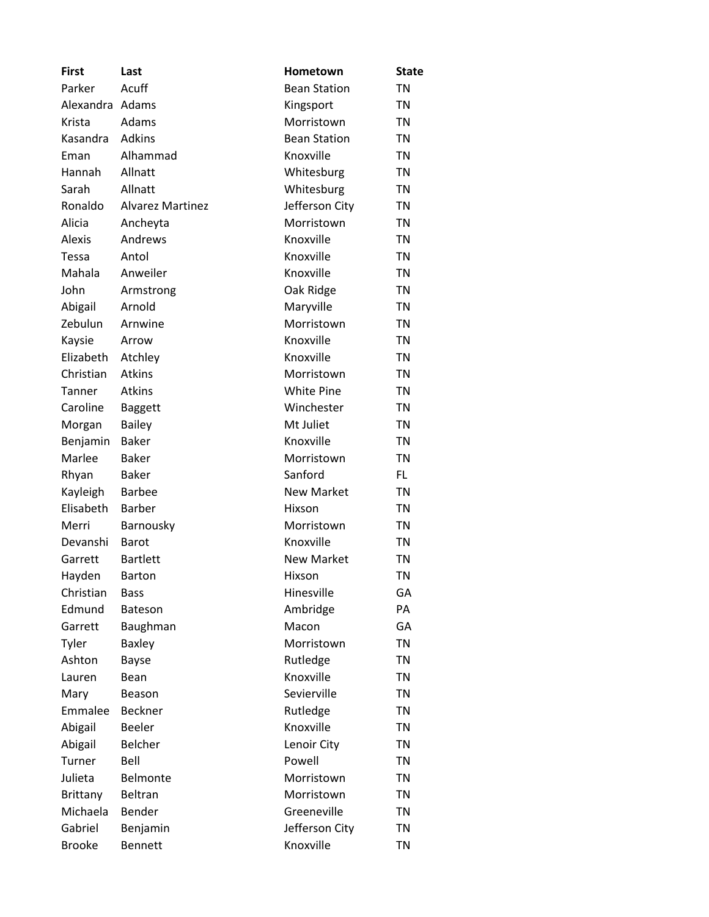| First | Last | Hometown | State |
|---|---|---|---|
| Parker | Acuff | Bean Station | TN |
| Alexandra | Adams | Kingsport | TN |
| Krista | Adams | Morristown | TN |
| Kasandra | Adkins | Bean Station | TN |
| Eman | Alhammad | Knoxville | TN |
| Hannah | Allnatt | Whitesburg | TN |
| Sarah | Allnatt | Whitesburg | TN |
| Ronaldo | Alvarez Martinez | Jefferson City | TN |
| Alicia | Ancheyta | Morristown | TN |
| Alexis | Andrews | Knoxville | TN |
| Tessa | Antol | Knoxville | TN |
| Mahala | Anweiler | Knoxville | TN |
| John | Armstrong | Oak Ridge | TN |
| Abigail | Arnold | Maryville | TN |
| Zebulun | Arnwine | Morristown | TN |
| Kaysie | Arrow | Knoxville | TN |
| Elizabeth | Atchley | Knoxville | TN |
| Christian | Atkins | Morristown | TN |
| Tanner | Atkins | White Pine | TN |
| Caroline | Baggett | Winchester | TN |
| Morgan | Bailey | Mt Juliet | TN |
| Benjamin | Baker | Knoxville | TN |
| Marlee | Baker | Morristown | TN |
| Rhyan | Baker | Sanford | FL |
| Kayleigh | Barbee | New Market | TN |
| Elisabeth | Barber | Hixson | TN |
| Merri | Barnousky | Morristown | TN |
| Devanshi | Barot | Knoxville | TN |
| Garrett | Bartlett | New Market | TN |
| Hayden | Barton | Hixson | TN |
| Christian | Bass | Hinesville | GA |
| Edmund | Bateson | Ambridge | PA |
| Garrett | Baughman | Macon | GA |
| Tyler | Baxley | Morristown | TN |
| Ashton | Bayse | Rutledge | TN |
| Lauren | Bean | Knoxville | TN |
| Mary | Beason | Sevierville | TN |
| Emmalee | Beckner | Rutledge | TN |
| Abigail | Beeler | Knoxville | TN |
| Abigail | Belcher | Lenoir City | TN |
| Turner | Bell | Powell | TN |
| Julieta | Belmonte | Morristown | TN |
| Brittany | Beltran | Morristown | TN |
| Michaela | Bender | Greeneville | TN |
| Gabriel | Benjamin | Jefferson City | TN |
| Brooke | Bennett | Knoxville | TN |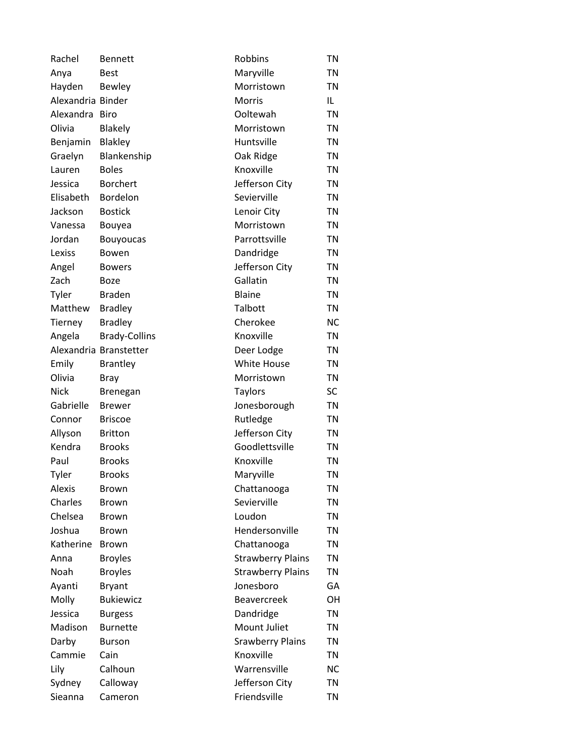| | | | |
|---|---|---|---|
| Rachel | Bennett | Robbins | TN |
| Anya | Best | Maryville | TN |
| Hayden | Bewley | Morristown | TN |
| Alexandria | Binder | Morris | IL |
| Alexandra | Biro | Ooltewah | TN |
| Olivia | Blakely | Morristown | TN |
| Benjamin | Blakley | Huntsville | TN |
| Graelyn | Blankenship | Oak Ridge | TN |
| Lauren | Boles | Knoxville | TN |
| Jessica | Borchert | Jefferson City | TN |
| Elisabeth | Bordelon | Sevierville | TN |
| Jackson | Bostick | Lenoir City | TN |
| Vanessa | Bouyea | Morristown | TN |
| Jordan | Bouyoucas | Parrottsville | TN |
| Lexiss | Bowen | Dandridge | TN |
| Angel | Bowers | Jefferson City | TN |
| Zach | Boze | Gallatin | TN |
| Tyler | Braden | Blaine | TN |
| Matthew | Bradley | Talbott | TN |
| Tierney | Bradley | Cherokee | NC |
| Angela | Brady-Collins | Knoxville | TN |
| Alexandria | Branstetter | Deer Lodge | TN |
| Emily | Brantley | White House | TN |
| Olivia | Bray | Morristown | TN |
| Nick | Brenegan | Taylors | SC |
| Gabrielle | Brewer | Jonesborough | TN |
| Connor | Briscoe | Rutledge | TN |
| Allyson | Britton | Jefferson City | TN |
| Kendra | Brooks | Goodlettsville | TN |
| Paul | Brooks | Knoxville | TN |
| Tyler | Brooks | Maryville | TN |
| Alexis | Brown | Chattanooga | TN |
| Charles | Brown | Sevierville | TN |
| Chelsea | Brown | Loudon | TN |
| Joshua | Brown | Hendersonville | TN |
| Katherine | Brown | Chattanooga | TN |
| Anna | Broyles | Strawberry Plains | TN |
| Noah | Broyles | Strawberry Plains | TN |
| Ayanti | Bryant | Jonesboro | GA |
| Molly | Bukiewicz | Beavercreek | OH |
| Jessica | Burgess | Dandridge | TN |
| Madison | Burnette | Mount Juliet | TN |
| Darby | Burson | Srawberry Plains | TN |
| Cammie | Cain | Knoxville | TN |
| Lily | Calhoun | Warrensville | NC |
| Sydney | Calloway | Jefferson City | TN |
| Sieanna | Cameron | Friendsville | TN |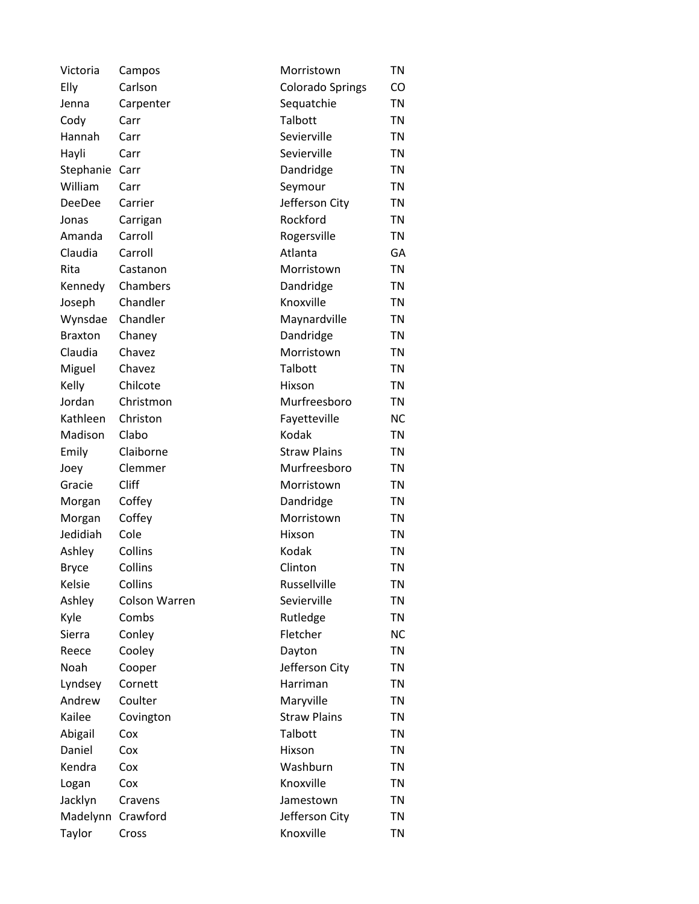| | | | |
|---|---|---|---|
| Victoria | Campos | Morristown | TN |
| Elly | Carlson | Colorado Springs | CO |
| Jenna | Carpenter | Sequatchie | TN |
| Cody | Carr | Talbott | TN |
| Hannah | Carr | Sevierville | TN |
| Hayli | Carr | Sevierville | TN |
| Stephanie | Carr | Dandridge | TN |
| William | Carr | Seymour | TN |
| DeeDee | Carrier | Jefferson City | TN |
| Jonas | Carrigan | Rockford | TN |
| Amanda | Carroll | Rogersville | TN |
| Claudia | Carroll | Atlanta | GA |
| Rita | Castanon | Morristown | TN |
| Kennedy | Chambers | Dandridge | TN |
| Joseph | Chandler | Knoxville | TN |
| Wynsdae | Chandler | Maynardville | TN |
| Braxton | Chaney | Dandridge | TN |
| Claudia | Chavez | Morristown | TN |
| Miguel | Chavez | Talbott | TN |
| Kelly | Chilcote | Hixson | TN |
| Jordan | Christmon | Murfreesboro | TN |
| Kathleen | Christon | Fayetteville | NC |
| Madison | Clabo | Kodak | TN |
| Emily | Claiborne | Straw Plains | TN |
| Joey | Clemmer | Murfreesboro | TN |
| Gracie | Cliff | Morristown | TN |
| Morgan | Coffey | Dandridge | TN |
| Morgan | Coffey | Morristown | TN |
| Jedidiah | Cole | Hixson | TN |
| Ashley | Collins | Kodak | TN |
| Bryce | Collins | Clinton | TN |
| Kelsie | Collins | Russellville | TN |
| Ashley | Colson Warren | Sevierville | TN |
| Kyle | Combs | Rutledge | TN |
| Sierra | Conley | Fletcher | NC |
| Reece | Cooley | Dayton | TN |
| Noah | Cooper | Jefferson City | TN |
| Lyndsey | Cornett | Harriman | TN |
| Andrew | Coulter | Maryville | TN |
| Kailee | Covington | Straw Plains | TN |
| Abigail | Cox | Talbott | TN |
| Daniel | Cox | Hixson | TN |
| Kendra | Cox | Washburn | TN |
| Logan | Cox | Knoxville | TN |
| Jacklyn | Cravens | Jamestown | TN |
| Madelynn | Crawford | Jefferson City | TN |
| Taylor | Cross | Knoxville | TN |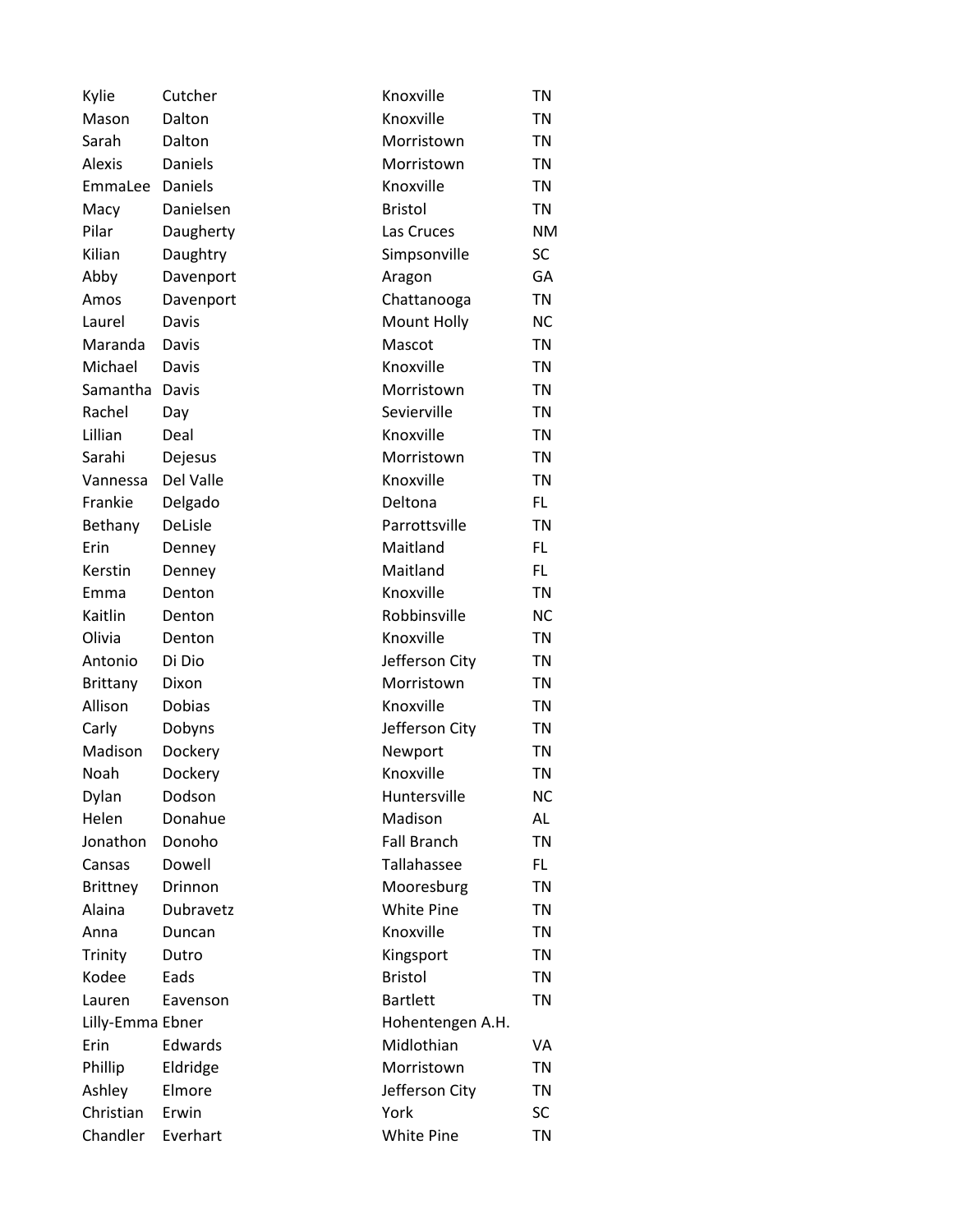| | | | |
|---|---|---|---|
| Kylie | Cutcher | Knoxville | TN |
| Mason | Dalton | Knoxville | TN |
| Sarah | Dalton | Morristown | TN |
| Alexis | Daniels | Morristown | TN |
| EmmaLee | Daniels | Knoxville | TN |
| Macy | Danielsen | Bristol | TN |
| Pilar | Daugherty | Las Cruces | NM |
| Kilian | Daughtry | Simpsonville | SC |
| Abby | Davenport | Aragon | GA |
| Amos | Davenport | Chattanooga | TN |
| Laurel | Davis | Mount Holly | NC |
| Maranda | Davis | Mascot | TN |
| Michael | Davis | Knoxville | TN |
| Samantha | Davis | Morristown | TN |
| Rachel | Day | Sevierville | TN |
| Lillian | Deal | Knoxville | TN |
| Sarahi | Dejesus | Morristown | TN |
| Vannessa | Del Valle | Knoxville | TN |
| Frankie | Delgado | Deltona | FL |
| Bethany | DeLisle | Parrottsville | TN |
| Erin | Denney | Maitland | FL |
| Kerstin | Denney | Maitland | FL |
| Emma | Denton | Knoxville | TN |
| Kaitlin | Denton | Robbinsville | NC |
| Olivia | Denton | Knoxville | TN |
| Antonio | Di Dio | Jefferson City | TN |
| Brittany | Dixon | Morristown | TN |
| Allison | Dobias | Knoxville | TN |
| Carly | Dobyns | Jefferson City | TN |
| Madison | Dockery | Newport | TN |
| Noah | Dockery | Knoxville | TN |
| Dylan | Dodson | Huntersville | NC |
| Helen | Donahue | Madison | AL |
| Jonathon | Donoho | Fall Branch | TN |
| Cansas | Dowell | Tallahassee | FL |
| Brittney | Drinnon | Mooresburg | TN |
| Alaina | Dubravetz | White Pine | TN |
| Anna | Duncan | Knoxville | TN |
| Trinity | Dutro | Kingsport | TN |
| Kodee | Eads | Bristol | TN |
| Lauren | Eavenson | Bartlett | TN |
| Lilly-Emma | Ebner | Hohentengen A.H. | |
| Erin | Edwards | Midlothian | VA |
| Phillip | Eldridge | Morristown | TN |
| Ashley | Elmore | Jefferson City | TN |
| Christian | Erwin | York | SC |
| Chandler | Everhart | White Pine | TN |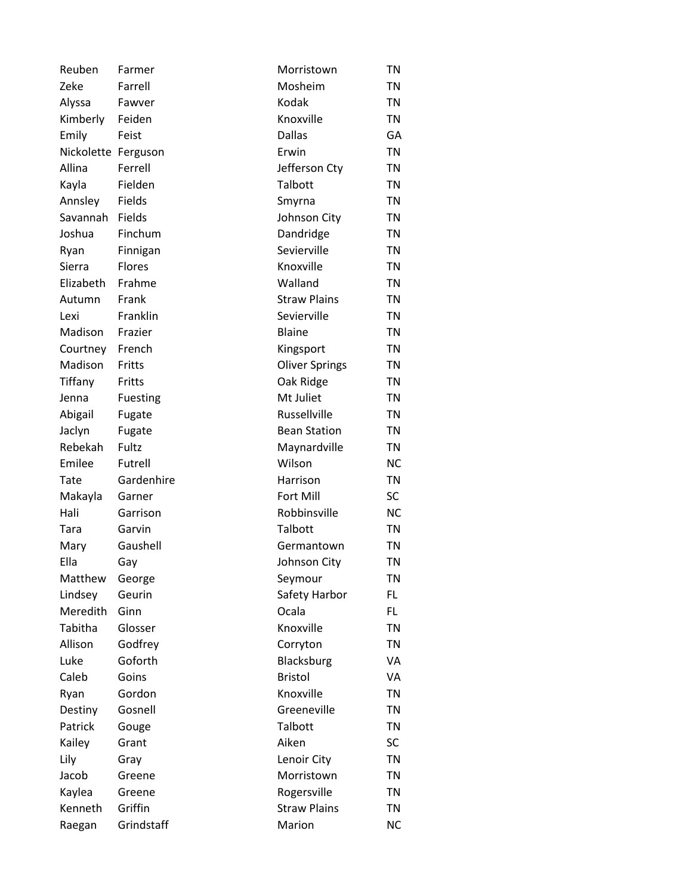| | | | |
|---|---|---|---|
| Reuben | Farmer | Morristown | TN |
| Zeke | Farrell | Mosheim | TN |
| Alyssa | Fawver | Kodak | TN |
| Kimberly | Feiden | Knoxville | TN |
| Emily | Feist | Dallas | GA |
| Nickolette | Ferguson | Erwin | TN |
| Allina | Ferrell | Jefferson Cty | TN |
| Kayla | Fielden | Talbott | TN |
| Annsley | Fields | Smyrna | TN |
| Savannah | Fields | Johnson City | TN |
| Joshua | Finchum | Dandridge | TN |
| Ryan | Finnigan | Sevierville | TN |
| Sierra | Flores | Knoxville | TN |
| Elizabeth | Frahme | Walland | TN |
| Autumn | Frank | Straw Plains | TN |
| Lexi | Franklin | Sevierville | TN |
| Madison | Frazier | Blaine | TN |
| Courtney | French | Kingsport | TN |
| Madison | Fritts | Oliver Springs | TN |
| Tiffany | Fritts | Oak Ridge | TN |
| Jenna | Fuesting | Mt Juliet | TN |
| Abigail | Fugate | Russellville | TN |
| Jaclyn | Fugate | Bean Station | TN |
| Rebekah | Fultz | Maynardville | TN |
| Emilee | Futrell | Wilson | NC |
| Tate | Gardenhire | Harrison | TN |
| Makayla | Garner | Fort Mill | SC |
| Hali | Garrison | Robbinsville | NC |
| Tara | Garvin | Talbott | TN |
| Mary | Gaushell | Germantown | TN |
| Ella | Gay | Johnson City | TN |
| Matthew | George | Seymour | TN |
| Lindsey | Geurin | Safety Harbor | FL |
| Meredith | Ginn | Ocala | FL |
| Tabitha | Glosser | Knoxville | TN |
| Allison | Godfrey | Corryton | TN |
| Luke | Goforth | Blacksburg | VA |
| Caleb | Goins | Bristol | VA |
| Ryan | Gordon | Knoxville | TN |
| Destiny | Gosnell | Greeneville | TN |
| Patrick | Gouge | Talbott | TN |
| Kailey | Grant | Aiken | SC |
| Lily | Gray | Lenoir City | TN |
| Jacob | Greene | Morristown | TN |
| Kaylea | Greene | Rogersville | TN |
| Kenneth | Griffin | Straw Plains | TN |
| Raegan | Grindstaff | Marion | NC |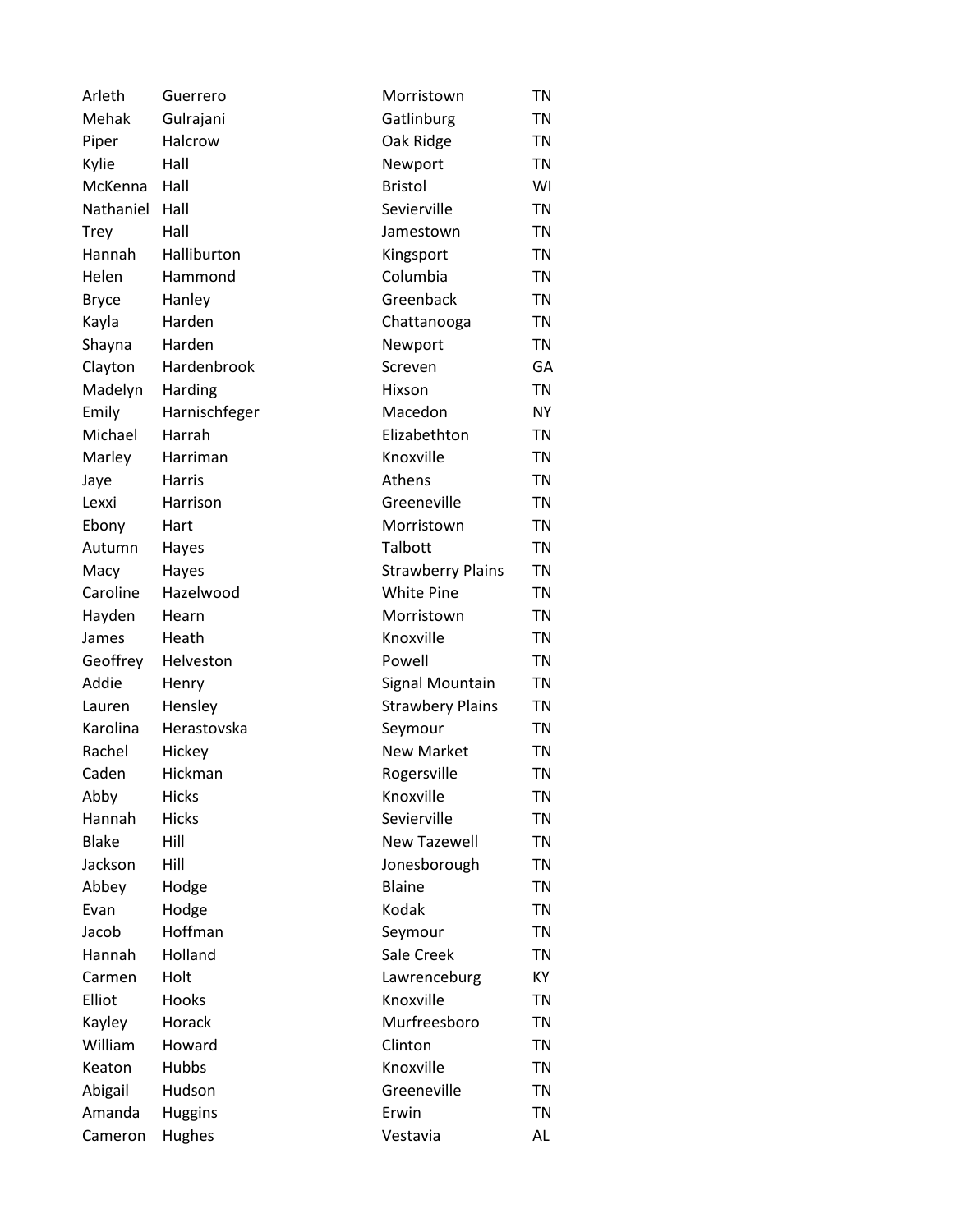| | | | |
|---|---|---|---|
| Arleth | Guerrero | Morristown | TN |
| Mehak | Gulrajani | Gatlinburg | TN |
| Piper | Halcrow | Oak Ridge | TN |
| Kylie | Hall | Newport | TN |
| McKenna | Hall | Bristol | WI |
| Nathaniel | Hall | Sevierville | TN |
| Trey | Hall | Jamestown | TN |
| Hannah | Halliburton | Kingsport | TN |
| Helen | Hammond | Columbia | TN |
| Bryce | Hanley | Greenback | TN |
| Kayla | Harden | Chattanooga | TN |
| Shayna | Harden | Newport | TN |
| Clayton | Hardenbrook | Screven | GA |
| Madelyn | Harding | Hixson | TN |
| Emily | Harnischfeger | Macedon | NY |
| Michael | Harrah | Elizabethton | TN |
| Marley | Harriman | Knoxville | TN |
| Jaye | Harris | Athens | TN |
| Lexxi | Harrison | Greeneville | TN |
| Ebony | Hart | Morristown | TN |
| Autumn | Hayes | Talbott | TN |
| Macy | Hayes | Strawberry Plains | TN |
| Caroline | Hazelwood | White Pine | TN |
| Hayden | Hearn | Morristown | TN |
| James | Heath | Knoxville | TN |
| Geoffrey | Helveston | Powell | TN |
| Addie | Henry | Signal Mountain | TN |
| Lauren | Hensley | Strawbery Plains | TN |
| Karolina | Herastovska | Seymour | TN |
| Rachel | Hickey | New Market | TN |
| Caden | Hickman | Rogersville | TN |
| Abby | Hicks | Knoxville | TN |
| Hannah | Hicks | Sevierville | TN |
| Blake | Hill | New Tazewell | TN |
| Jackson | Hill | Jonesborough | TN |
| Abbey | Hodge | Blaine | TN |
| Evan | Hodge | Kodak | TN |
| Jacob | Hoffman | Seymour | TN |
| Hannah | Holland | Sale Creek | TN |
| Carmen | Holt | Lawrenceburg | KY |
| Elliot | Hooks | Knoxville | TN |
| Kayley | Horack | Murfreesboro | TN |
| William | Howard | Clinton | TN |
| Keaton | Hubbs | Knoxville | TN |
| Abigail | Hudson | Greeneville | TN |
| Amanda | Huggins | Erwin | TN |
| Cameron | Hughes | Vestavia | AL |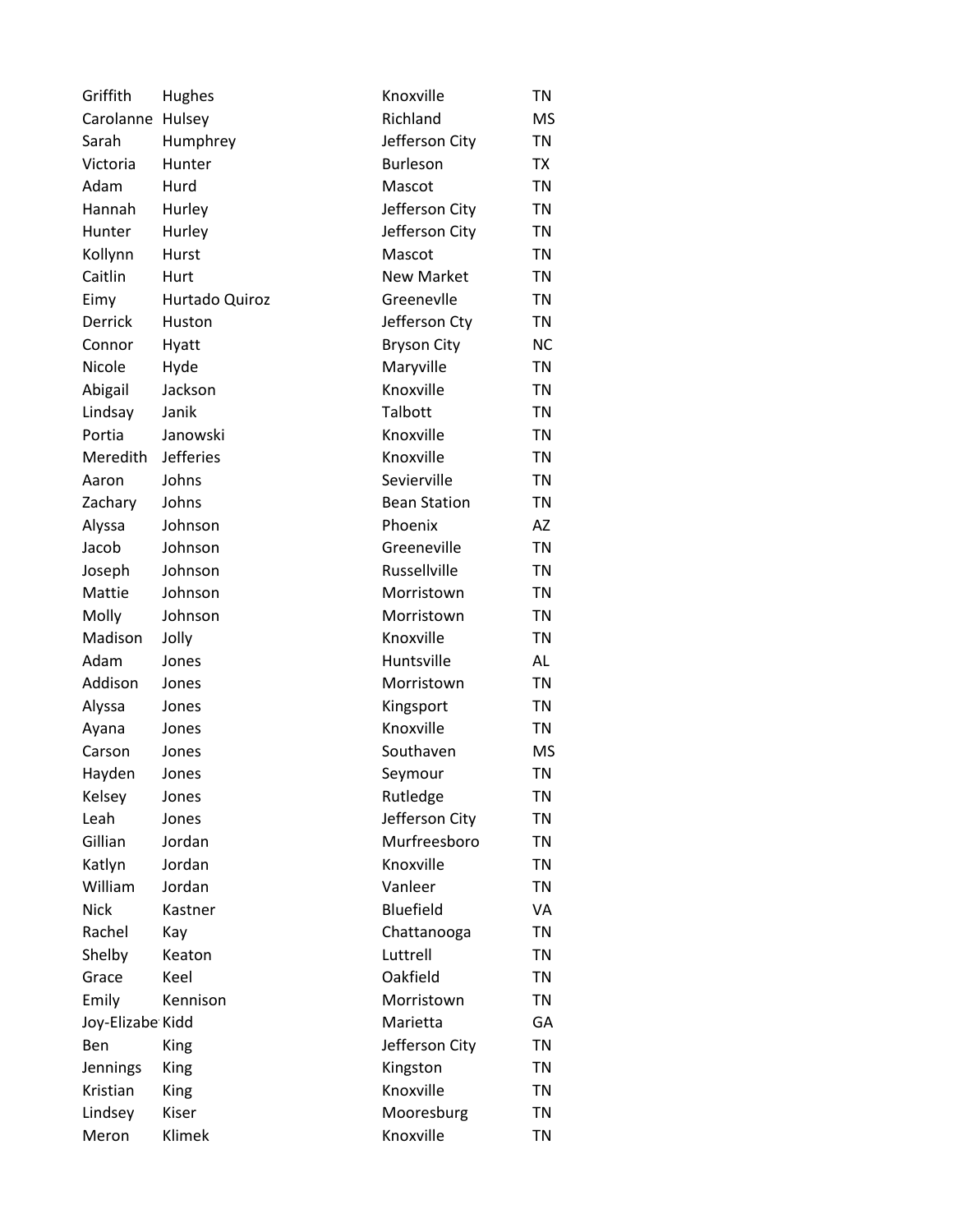| | | | |
|---|---|---|---|
| Griffith | Hughes | Knoxville | TN |
| Carolanne | Hulsey | Richland | MS |
| Sarah | Humphrey | Jefferson City | TN |
| Victoria | Hunter | Burleson | TX |
| Adam | Hurd | Mascot | TN |
| Hannah | Hurley | Jefferson City | TN |
| Hunter | Hurley | Jefferson City | TN |
| Kollynn | Hurst | Mascot | TN |
| Caitlin | Hurt | New Market | TN |
| Eimy | Hurtado Quiroz | Greenevlle | TN |
| Derrick | Huston | Jefferson Cty | TN |
| Connor | Hyatt | Bryson City | NC |
| Nicole | Hyde | Maryville | TN |
| Abigail | Jackson | Knoxville | TN |
| Lindsay | Janik | Talbott | TN |
| Portia | Janowski | Knoxville | TN |
| Meredith | Jefferies | Knoxville | TN |
| Aaron | Johns | Sevierville | TN |
| Zachary | Johns | Bean Station | TN |
| Alyssa | Johnson | Phoenix | AZ |
| Jacob | Johnson | Greeneville | TN |
| Joseph | Johnson | Russellville | TN |
| Mattie | Johnson | Morristown | TN |
| Molly | Johnson | Morristown | TN |
| Madison | Jolly | Knoxville | TN |
| Adam | Jones | Huntsville | AL |
| Addison | Jones | Morristown | TN |
| Alyssa | Jones | Kingsport | TN |
| Ayana | Jones | Knoxville | TN |
| Carson | Jones | Southaven | MS |
| Hayden | Jones | Seymour | TN |
| Kelsey | Jones | Rutledge | TN |
| Leah | Jones | Jefferson City | TN |
| Gillian | Jordan | Murfreesboro | TN |
| Katlyn | Jordan | Knoxville | TN |
| William | Jordan | Vanleer | TN |
| Nick | Kastner | Bluefield | VA |
| Rachel | Kay | Chattanooga | TN |
| Shelby | Keaton | Luttrell | TN |
| Grace | Keel | Oakfield | TN |
| Emily | Kennison | Morristown | TN |
| Joy-Elizabe | Kidd | Marietta | GA |
| Ben | King | Jefferson City | TN |
| Jennings | King | Kingston | TN |
| Kristian | King | Knoxville | TN |
| Lindsey | Kiser | Mooresburg | TN |
| Meron | Klimek | Knoxville | TN |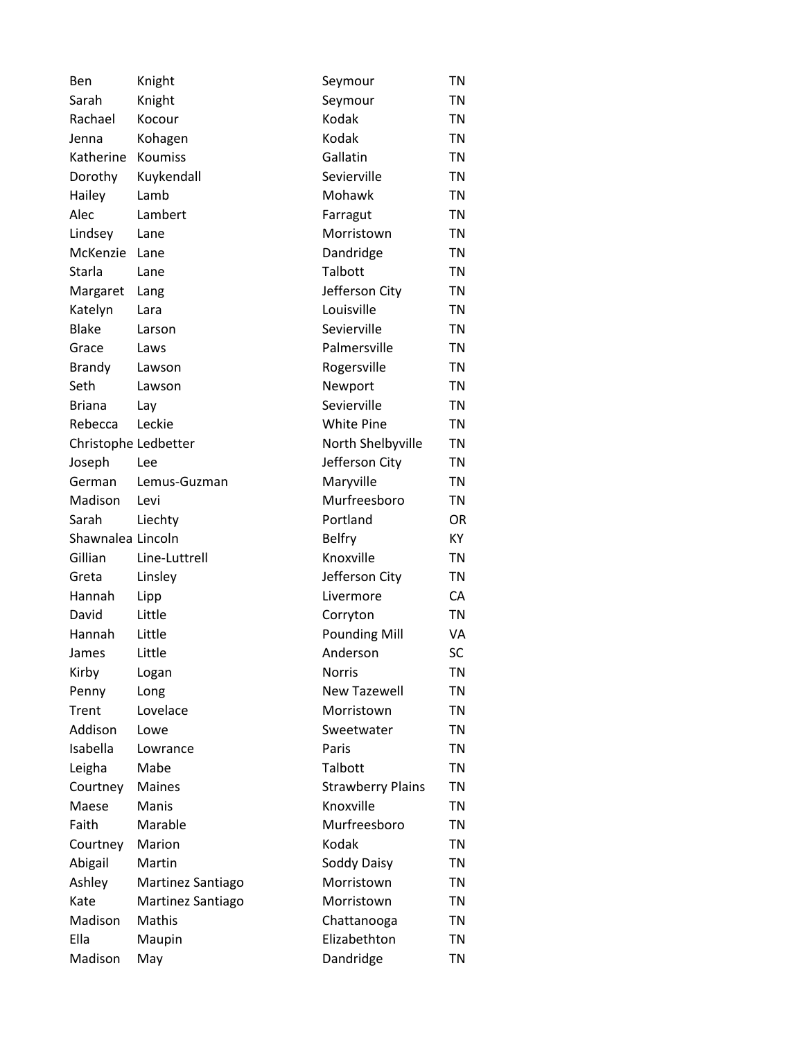| | | | |
|---|---|---|---|
| Ben | Knight | Seymour | TN |
| Sarah | Knight | Seymour | TN |
| Rachael | Kocour | Kodak | TN |
| Jenna | Kohagen | Kodak | TN |
| Katherine | Koumiss | Gallatin | TN |
| Dorothy | Kuykendall | Sevierville | TN |
| Hailey | Lamb | Mohawk | TN |
| Alec | Lambert | Farragut | TN |
| Lindsey | Lane | Morristown | TN |
| McKenzie | Lane | Dandridge | TN |
| Starla | Lane | Talbott | TN |
| Margaret | Lang | Jefferson City | TN |
| Katelyn | Lara | Louisville | TN |
| Blake | Larson | Sevierville | TN |
| Grace | Laws | Palmersville | TN |
| Brandy | Lawson | Rogersville | TN |
| Seth | Lawson | Newport | TN |
| Briana | Lay | Sevierville | TN |
| Rebecca | Leckie | White Pine | TN |
| Christophe | Ledbetter | North Shelbyville | TN |
| Joseph | Lee | Jefferson City | TN |
| German | Lemus-Guzman | Maryville | TN |
| Madison | Levi | Murfreesboro | TN |
| Sarah | Liechty | Portland | OR |
| Shawnalea | Lincoln | Belfry | KY |
| Gillian | Line-Luttrell | Knoxville | TN |
| Greta | Linsley | Jefferson City | TN |
| Hannah | Lipp | Livermore | CA |
| David | Little | Corryton | TN |
| Hannah | Little | Pounding Mill | VA |
| James | Little | Anderson | SC |
| Kirby | Logan | Norris | TN |
| Penny | Long | New Tazewell | TN |
| Trent | Lovelace | Morristown | TN |
| Addison | Lowe | Sweetwater | TN |
| Isabella | Lowrance | Paris | TN |
| Leigha | Mabe | Talbott | TN |
| Courtney | Maines | Strawberry Plains | TN |
| Maese | Manis | Knoxville | TN |
| Faith | Marable | Murfreesboro | TN |
| Courtney | Marion | Kodak | TN |
| Abigail | Martin | Soddy Daisy | TN |
| Ashley | Martinez Santiago | Morristown | TN |
| Kate | Martinez Santiago | Morristown | TN |
| Madison | Mathis | Chattanooga | TN |
| Ella | Maupin | Elizabethton | TN |
| Madison | May | Dandridge | TN |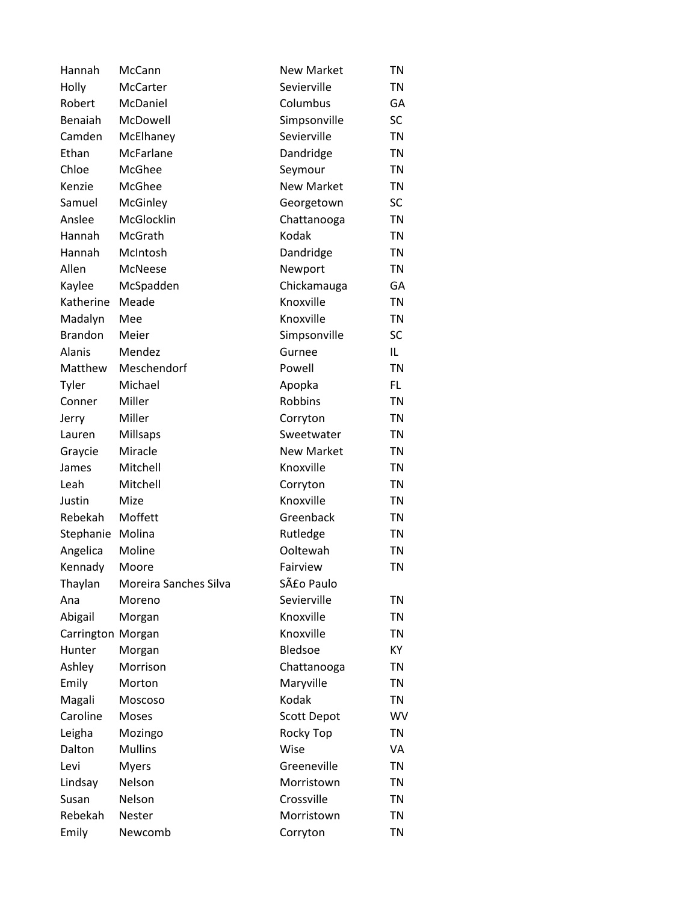| | | | |
|---|---|---|---|
| Hannah | McCann | New Market | TN |
| Holly | McCarter | Sevierville | TN |
| Robert | McDaniel | Columbus | GA |
| Benaiah | McDowell | Simpsonville | SC |
| Camden | McElhaney | Sevierville | TN |
| Ethan | McFarlane | Dandridge | TN |
| Chloe | McGhee | Seymour | TN |
| Kenzie | McGhee | New Market | TN |
| Samuel | McGinley | Georgetown | SC |
| Anslee | McGlocklin | Chattanooga | TN |
| Hannah | McGrath | Kodak | TN |
| Hannah | McIntosh | Dandridge | TN |
| Allen | McNeese | Newport | TN |
| Kaylee | McSpadden | Chickamauga | GA |
| Katherine | Meade | Knoxville | TN |
| Madalyn | Mee | Knoxville | TN |
| Brandon | Meier | Simpsonville | SC |
| Alanis | Mendez | Gurnee | IL |
| Matthew | Meschendorf | Powell | TN |
| Tyler | Michael | Apopka | FL |
| Conner | Miller | Robbins | TN |
| Jerry | Miller | Corryton | TN |
| Lauren | Millsaps | Sweetwater | TN |
| Graycie | Miracle | New Market | TN |
| James | Mitchell | Knoxville | TN |
| Leah | Mitchell | Corryton | TN |
| Justin | Mize | Knoxville | TN |
| Rebekah | Moffett | Greenback | TN |
| Stephanie | Molina | Rutledge | TN |
| Angelica | Moline | Ooltewah | TN |
| Kennady | Moore | Fairview | TN |
| Thaylan | Moreira Sanches Silva | SÃ£o Paulo | |
| Ana | Moreno | Sevierville | TN |
| Abigail | Morgan | Knoxville | TN |
| Carrington | Morgan | Knoxville | TN |
| Hunter | Morgan | Bledsoe | KY |
| Ashley | Morrison | Chattanooga | TN |
| Emily | Morton | Maryville | TN |
| Magali | Moscoso | Kodak | TN |
| Caroline | Moses | Scott Depot | WV |
| Leigha | Mozingo | Rocky Top | TN |
| Dalton | Mullins | Wise | VA |
| Levi | Myers | Greeneville | TN |
| Lindsay | Nelson | Morristown | TN |
| Susan | Nelson | Crossville | TN |
| Rebekah | Nester | Morristown | TN |
| Emily | Newcomb | Corryton | TN |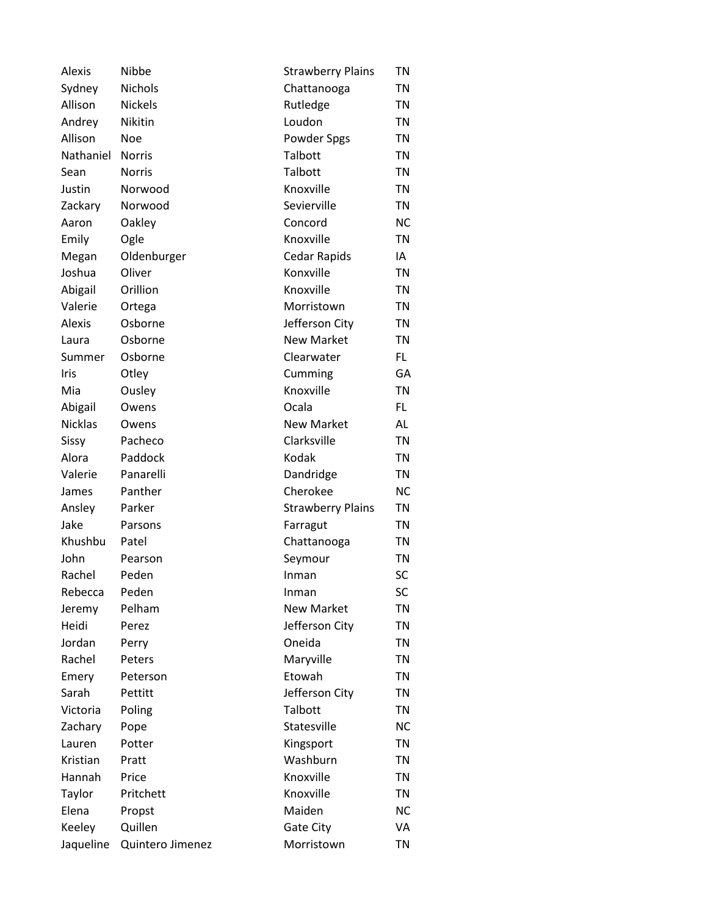| | | | |
|---|---|---|---|
| Alexis | Nibbe | Strawberry Plains | TN |
| Sydney | Nichols | Chattanooga | TN |
| Allison | Nickels | Rutledge | TN |
| Andrey | Nikitin | Loudon | TN |
| Allison | Noe | Powder Spgs | TN |
| Nathaniel | Norris | Talbott | TN |
| Sean | Norris | Talbott | TN |
| Justin | Norwood | Knoxville | TN |
| Zackary | Norwood | Sevierville | TN |
| Aaron | Oakley | Concord | NC |
| Emily | Ogle | Knoxville | TN |
| Megan | Oldenburger | Cedar Rapids | IA |
| Joshua | Oliver | Konxville | TN |
| Abigail | Orillion | Knoxville | TN |
| Valerie | Ortega | Morristown | TN |
| Alexis | Osborne | Jefferson City | TN |
| Laura | Osborne | New Market | TN |
| Summer | Osborne | Clearwater | FL |
| Iris | Otley | Cumming | GA |
| Mia | Ousley | Knoxville | TN |
| Abigail | Owens | Ocala | FL |
| Nicklas | Owens | New Market | AL |
| Sissy | Pacheco | Clarksville | TN |
| Alora | Paddock | Kodak | TN |
| Valerie | Panarelli | Dandridge | TN |
| James | Panther | Cherokee | NC |
| Ansley | Parker | Strawberry Plains | TN |
| Jake | Parsons | Farragut | TN |
| Khushbu | Patel | Chattanooga | TN |
| John | Pearson | Seymour | TN |
| Rachel | Peden | Inman | SC |
| Rebecca | Peden | Inman | SC |
| Jeremy | Pelham | New Market | TN |
| Heidi | Perez | Jefferson City | TN |
| Jordan | Perry | Oneida | TN |
| Rachel | Peters | Maryville | TN |
| Emery | Peterson | Etowah | TN |
| Sarah | Pettitt | Jefferson City | TN |
| Victoria | Poling | Talbott | TN |
| Zachary | Pope | Statesville | NC |
| Lauren | Potter | Kingsport | TN |
| Kristian | Pratt | Washburn | TN |
| Hannah | Price | Knoxville | TN |
| Taylor | Pritchett | Knoxville | TN |
| Elena | Propst | Maiden | NC |
| Keeley | Quillen | Gate City | VA |
| Jaqueline | Quintero Jimenez | Morristown | TN |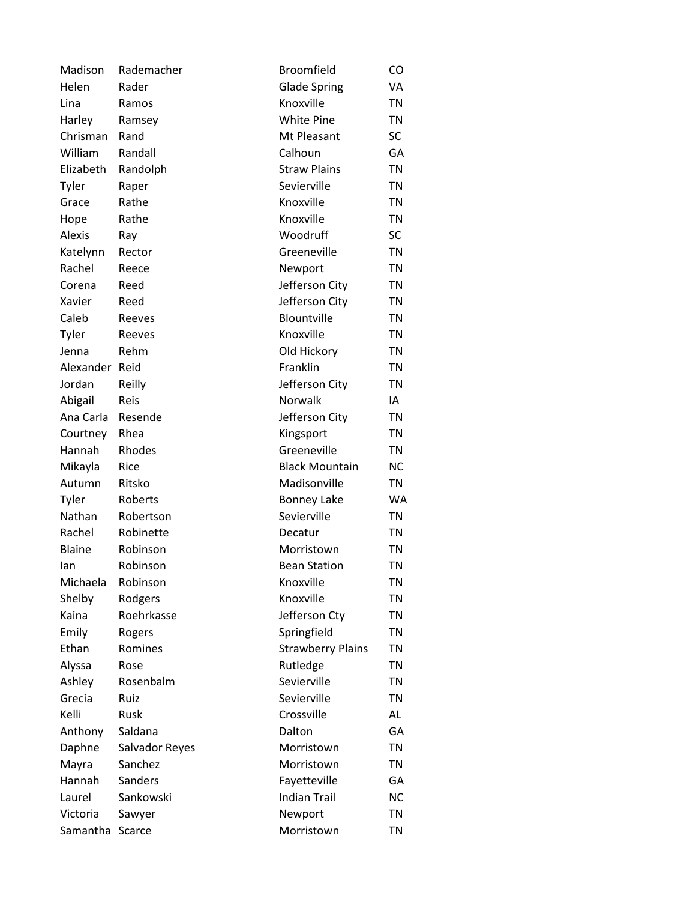| | | | |
|---|---|---|---|
| Madison | Rademacher | Broomfield | CO |
| Helen | Rader | Glade Spring | VA |
| Lina | Ramos | Knoxville | TN |
| Harley | Ramsey | White Pine | TN |
| Chrisman | Rand | Mt Pleasant | SC |
| William | Randall | Calhoun | GA |
| Elizabeth | Randolph | Straw Plains | TN |
| Tyler | Raper | Sevierville | TN |
| Grace | Rathe | Knoxville | TN |
| Hope | Rathe | Knoxville | TN |
| Alexis | Ray | Woodruff | SC |
| Katelynn | Rector | Greeneville | TN |
| Rachel | Reece | Newport | TN |
| Corena | Reed | Jefferson City | TN |
| Xavier | Reed | Jefferson City | TN |
| Caleb | Reeves | Blountville | TN |
| Tyler | Reeves | Knoxville | TN |
| Jenna | Rehm | Old Hickory | TN |
| Alexander | Reid | Franklin | TN |
| Jordan | Reilly | Jefferson City | TN |
| Abigail | Reis | Norwalk | IA |
| Ana Carla | Resende | Jefferson City | TN |
| Courtney | Rhea | Kingsport | TN |
| Hannah | Rhodes | Greeneville | TN |
| Mikayla | Rice | Black Mountain | NC |
| Autumn | Ritsko | Madisonville | TN |
| Tyler | Roberts | Bonney Lake | WA |
| Nathan | Robertson | Sevierville | TN |
| Rachel | Robinette | Decatur | TN |
| Blaine | Robinson | Morristown | TN |
| Ian | Robinson | Bean Station | TN |
| Michaela | Robinson | Knoxville | TN |
| Shelby | Rodgers | Knoxville | TN |
| Kaina | Roehrkasse | Jefferson Cty | TN |
| Emily | Rogers | Springfield | TN |
| Ethan | Romines | Strawberry Plains | TN |
| Alyssa | Rose | Rutledge | TN |
| Ashley | Rosenbalm | Sevierville | TN |
| Grecia | Ruiz | Sevierville | TN |
| Kelli | Rusk | Crossville | AL |
| Anthony | Saldana | Dalton | GA |
| Daphne | Salvador Reyes | Morristown | TN |
| Mayra | Sanchez | Morristown | TN |
| Hannah | Sanders | Fayetteville | GA |
| Laurel | Sankowski | Indian Trail | NC |
| Victoria | Sawyer | Newport | TN |
| Samantha | Scarce | Morristown | TN |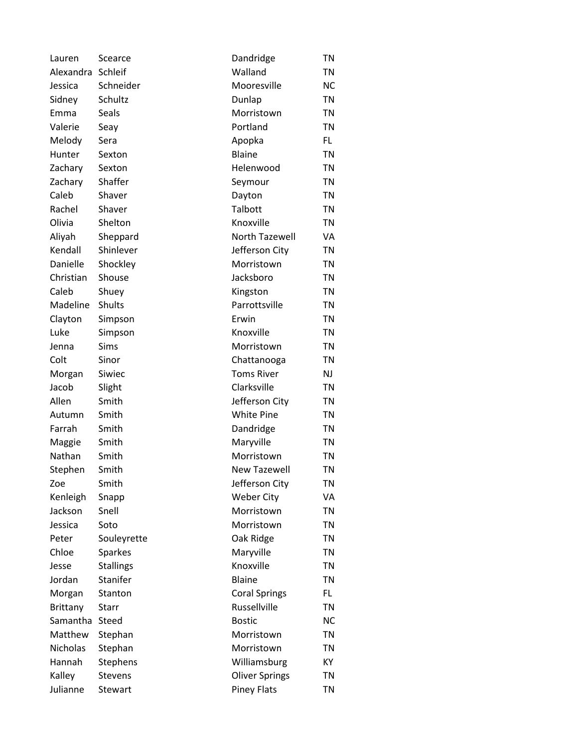| | | | |
|---|---|---|---|
| Lauren | Scearce | Dandridge | TN |
| Alexandra | Schleif | Walland | TN |
| Jessica | Schneider | Mooresville | NC |
| Sidney | Schultz | Dunlap | TN |
| Emma | Seals | Morristown | TN |
| Valerie | Seay | Portland | TN |
| Melody | Sera | Apopka | FL |
| Hunter | Sexton | Blaine | TN |
| Zachary | Sexton | Helenwood | TN |
| Zachary | Shaffer | Seymour | TN |
| Caleb | Shaver | Dayton | TN |
| Rachel | Shaver | Talbott | TN |
| Olivia | Shelton | Knoxville | TN |
| Aliyah | Sheppard | North Tazewell | VA |
| Kendall | Shinlever | Jefferson City | TN |
| Danielle | Shockley | Morristown | TN |
| Christian | Shouse | Jacksboro | TN |
| Caleb | Shuey | Kingston | TN |
| Madeline | Shults | Parrottsville | TN |
| Clayton | Simpson | Erwin | TN |
| Luke | Simpson | Knoxville | TN |
| Jenna | Sims | Morristown | TN |
| Colt | Sinor | Chattanooga | TN |
| Morgan | Siwiec | Toms River | NJ |
| Jacob | Slight | Clarksville | TN |
| Allen | Smith | Jefferson City | TN |
| Autumn | Smith | White Pine | TN |
| Farrah | Smith | Dandridge | TN |
| Maggie | Smith | Maryville | TN |
| Nathan | Smith | Morristown | TN |
| Stephen | Smith | New Tazewell | TN |
| Zoe | Smith | Jefferson City | TN |
| Kenleigh | Snapp | Weber City | VA |
| Jackson | Snell | Morristown | TN |
| Jessica | Soto | Morristown | TN |
| Peter | Souleyrette | Oak Ridge | TN |
| Chloe | Sparkes | Maryville | TN |
| Jesse | Stallings | Knoxville | TN |
| Jordan | Stanifer | Blaine | TN |
| Morgan | Stanton | Coral Springs | FL |
| Brittany | Starr | Russellville | TN |
| Samantha | Steed | Bostic | NC |
| Matthew | Stephan | Morristown | TN |
| Nicholas | Stephan | Morristown | TN |
| Hannah | Stephens | Williamsburg | KY |
| Kalley | Stevens | Oliver Springs | TN |
| Julianne | Stewart | Piney Flats | TN |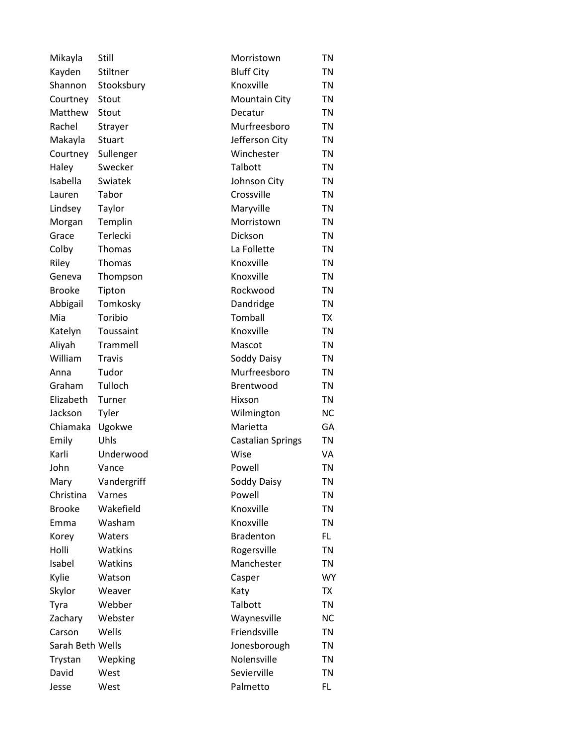| | | | |
|---|---|---|---|
| Mikayla | Still | Morristown | TN |
| Kayden | Stiltner | Bluff City | TN |
| Shannon | Stooksbury | Knoxville | TN |
| Courtney | Stout | Mountain City | TN |
| Matthew | Stout | Decatur | TN |
| Rachel | Strayer | Murfreesboro | TN |
| Makayla | Stuart | Jefferson City | TN |
| Courtney | Sullenger | Winchester | TN |
| Haley | Swecker | Talbott | TN |
| Isabella | Swiatek | Johnson City | TN |
| Lauren | Tabor | Crossville | TN |
| Lindsey | Taylor | Maryville | TN |
| Morgan | Templin | Morristown | TN |
| Grace | Terlecki | Dickson | TN |
| Colby | Thomas | La Follette | TN |
| Riley | Thomas | Knoxville | TN |
| Geneva | Thompson | Knoxville | TN |
| Brooke | Tipton | Rockwood | TN |
| Abbigail | Tomkosky | Dandridge | TN |
| Mia | Toribio | Tomball | TX |
| Katelyn | Toussaint | Knoxville | TN |
| Aliyah | Trammell | Mascot | TN |
| William | Travis | Soddy Daisy | TN |
| Anna | Tudor | Murfreesboro | TN |
| Graham | Tulloch | Brentwood | TN |
| Elizabeth | Turner | Hixson | TN |
| Jackson | Tyler | Wilmington | NC |
| Chiamaka | Ugokwe | Marietta | GA |
| Emily | Uhls | Castalian Springs | TN |
| Karli | Underwood | Wise | VA |
| John | Vance | Powell | TN |
| Mary | Vandergriff | Soddy Daisy | TN |
| Christina | Varnes | Powell | TN |
| Brooke | Wakefield | Knoxville | TN |
| Emma | Washam | Knoxville | TN |
| Korey | Waters | Bradenton | FL |
| Holli | Watkins | Rogersville | TN |
| Isabel | Watkins | Manchester | TN |
| Kylie | Watson | Casper | WY |
| Skylor | Weaver | Katy | TX |
| Tyra | Webber | Talbott | TN |
| Zachary | Webster | Waynesville | NC |
| Carson | Wells | Friendsville | TN |
| Sarah Beth | Wells | Jonesborough | TN |
| Trystan | Wepking | Nolensville | TN |
| David | West | Sevierville | TN |
| Jesse | West | Palmetto | FL |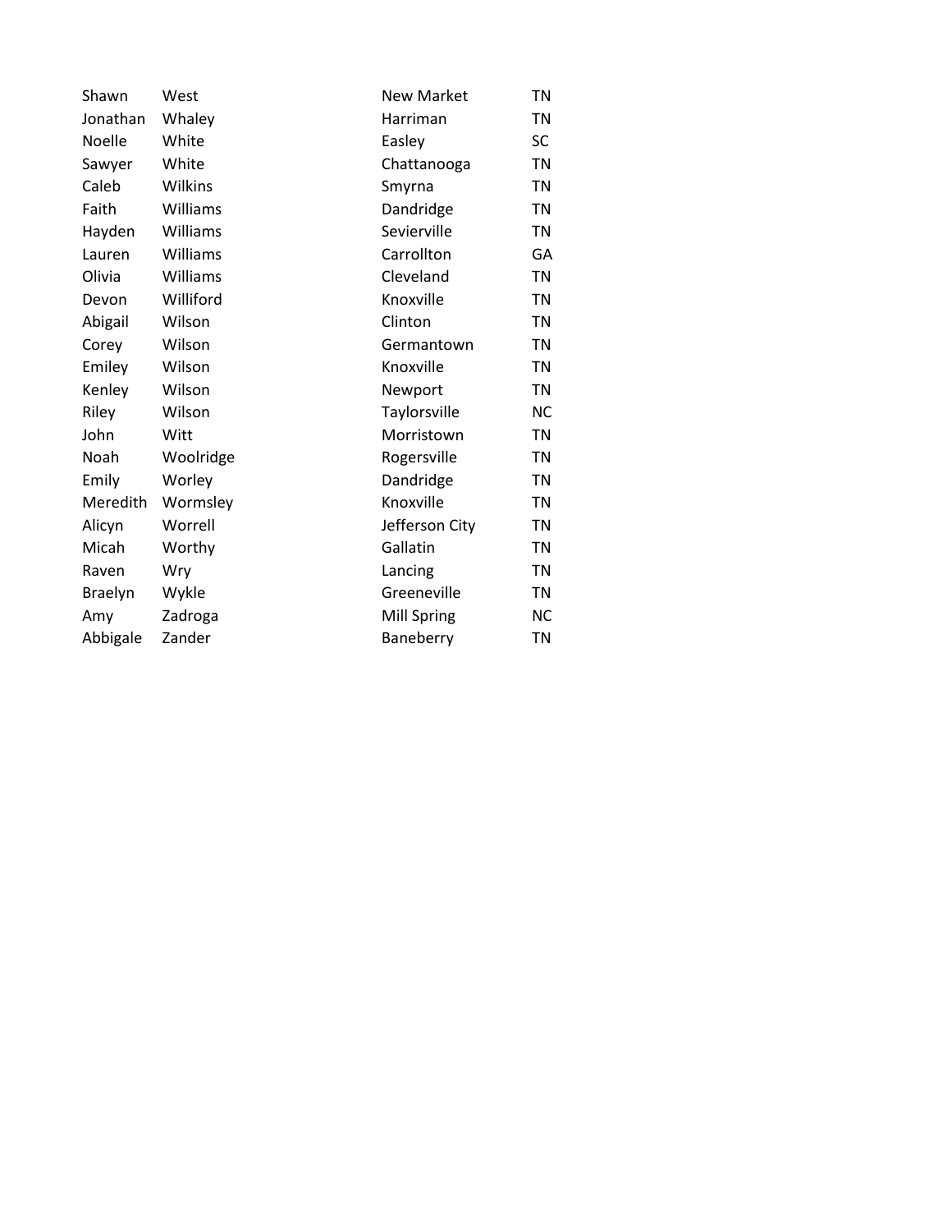| | | | |
|---|---|---|---|
| Shawn | West | New Market | TN |
| Jonathan | Whaley | Harriman | TN |
| Noelle | White | Easley | SC |
| Sawyer | White | Chattanooga | TN |
| Caleb | Wilkins | Smyrna | TN |
| Faith | Williams | Dandridge | TN |
| Hayden | Williams | Sevierville | TN |
| Lauren | Williams | Carrollton | GA |
| Olivia | Williams | Cleveland | TN |
| Devon | Williford | Knoxville | TN |
| Abigail | Wilson | Clinton | TN |
| Corey | Wilson | Germantown | TN |
| Emiley | Wilson | Knoxville | TN |
| Kenley | Wilson | Newport | TN |
| Riley | Wilson | Taylorsville | NC |
| John | Witt | Morristown | TN |
| Noah | Woolridge | Rogersville | TN |
| Emily | Worley | Dandridge | TN |
| Meredith | Wormsley | Knoxville | TN |
| Alicyn | Worrell | Jefferson City | TN |
| Micah | Worthy | Gallatin | TN |
| Raven | Wry | Lancing | TN |
| Braelyn | Wykle | Greeneville | TN |
| Amy | Zadroga | Mill Spring | NC |
| Abbigale | Zander | Baneberry | TN |